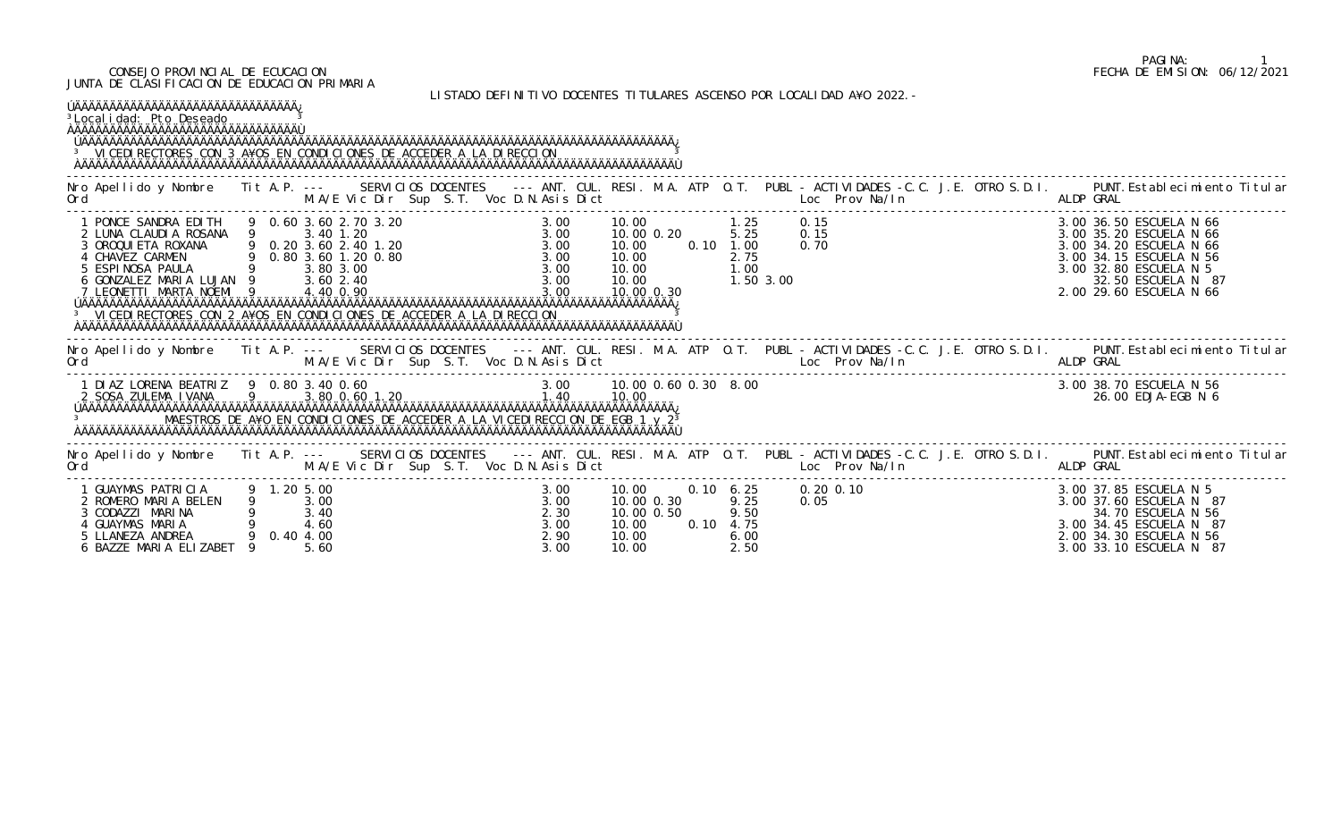CONSEJO PROVINCIAL DE ECUCACION
JUNTA DE CLASIFICACION DE EDUCACION PRIMARIA

FECHA DE EMISION: 06/12/2021

LISTADO DEFINITIVO DOCENTES TITULARES ASCENSO POR LOCALIDAD A¥O 2022.-

Localidad: Pto Deseado

## VICEDIRECTORES CON 3 A¥OS EN CONDICIONES DE ACCEDER A LA DIRECCION

| Nro Ord | Apellido y Nombre | Tit | A.P. | M/A/E | Vic | Dir | Sup | S.T. | Voc | D.N. | Asis | Dict | ANT. | CUL. | RESI. | M.A. | ATP | O.T. | PUBL - ACTIVIDADES - C.C. J.E. OTRO S.D.I. Loc Prov Na/In | ALDP | PUNT. GRAL | Establecimiento Titular |
|---|---|---|---|---|---|---|---|---|---|---|---|---|---|---|---|---|---|---|---|---|---|---|
| 1 | PONCE SANDRA EDITH | 9 | 0.60 | 3.60 | 2.70 | 3.20 | | | | | 3.00 | | 10.00 | | | 1.25 | | | 0.15 | 3.00 | 36.50 | ESCUELA N 66 |
| 2 | LUNA CLAUDIA ROSANA | 9 | | 3.40 | 1.20 | | | | | | 3.00 | | 10.00 | 0.20 | | 5.25 | | | 0.15 | 3.00 | 35.20 | ESCUELA N 66 |
| 3 | OROQUIETA ROXANA | 9 | 0.20 | 3.60 | 2.40 | 1.20 | | | | | 3.00 | | 10.00 | | 0.10 | 1.00 | | | 0.70 | 3.00 | 34.20 | ESCUELA N 66 |
| 4 | CHAVEZ CARMEN | 9 | 0.80 | 3.60 | 1.20 | 0.80 | | | | | 3.00 | | 10.00 | | | 2.75 | | | | 3.00 | 34.15 | ESCUELA N 56 |
| 5 | ESPINOSA PAULA | 9 | | 3.80 | 3.00 | | | | | | 3.00 | | 10.00 | | | 1.00 | | | | 3.00 | 32.80 | ESCUELA N 5 |
| 6 | GONZALEZ MARIA LUJAN | 9 | | 3.60 | 2.40 | | | | | | 3.00 | | 10.00 | | | 1.50 | 3.00 | | | | 32.50 | ESCUELA N 87 |
| 7 | LEONETTI MARTA NOEMI | 9 | | 4.40 | 0.90 | | | | | | 3.00 | | 10.00 | 0.30 | | | | | | 2.00 | 29.60 | ESCUELA N 66 |

## VICEDIRECTORES CON 2 A¥OS EN CONDICIONES DE ACCEDER A LA DIRECCION

| Nro Ord | Apellido y Nombre | Tit | A.P. | M/A/E | Vic | Dir | Sup | S.T. | Voc | D.N. | Asis | Dict | ANT. | CUL. | RESI. | M.A. | ATP | O.T. | PUBL - ACTIVIDADES - C.C. J.E. OTRO S.D.I. Loc Prov Na/In | ALDP | PUNT. GRAL | Establecimiento Titular |
|---|---|---|---|---|---|---|---|---|---|---|---|---|---|---|---|---|---|---|---|---|---|---|
| 1 | DIAZ LORENA BEATRIZ | 9 | 0.80 | 3.40 | 0.60 | | | | | | 3.00 | | 10.00 | 0.60 | 0.30 | 8.00 | | | | 3.00 | 38.70 | ESCUELA N 56 |
| 2 | SOSA ZULEMA IVANA | 9 | | 3.80 | 0.60 | 1.20 | | | | | 1.40 | | 10.00 | | | | | | | | 26.00 | EDJA-EGB N 6 |

## MAESTROS DE A¥O EN CONDICIONES DE ACCEDER A LA VICEDIRECCION DE EGB 1 y 2

| Nro Ord | Apellido y Nombre | Tit | A.P. | M/A/E | Vic | Dir | Sup | S.T. | Voc | D.N. | Asis | Dict | ANT. | CUL. | RESI. | M.A. | ATP | O.T. | PUBL - ACTIVIDADES - C.C. J.E. OTRO S.D.I. Loc Prov Na/In | ALDP | PUNT. GRAL | Establecimiento Titular |
|---|---|---|---|---|---|---|---|---|---|---|---|---|---|---|---|---|---|---|---|---|---|---|
| 1 | GUAYMAS PATRICIA | 9 | 1.20 | 5.00 | | | | | | | 3.00 | | 10.00 | | 0.10 | 6.25 | | | 0.20 0.10 | 3.00 | 37.85 | ESCUELA N 5 |
| 2 | ROMERO MARIA BELEN | 9 | | 3.00 | | | | | | | 3.00 | | 10.00 | 0.30 | | 9.25 | | | 0.05 | 3.00 | 37.60 | ESCUELA N 87 |
| 3 | CODAZZI MARINA | 9 | | 3.40 | | | | | | | 2.30 | | 10.00 | 0.50 | | 9.50 | | | | | 34.70 | ESCUELA N 56 |
| 4 | GUAYMAS MARIA | 9 | | 4.60 | | | | | | | 3.00 | | 10.00 | | 0.10 | 4.75 | | | | 3.00 | 34.45 | ESCUELA N 87 |
| 5 | LLANEZA ANDREA | 9 | 0.40 | 4.00 | | | | | | | 2.90 | | 10.00 | | | 6.00 | | | | 2.00 | 34.30 | ESCUELA N 56 |
| 6 | BAZZE MARIA ELIZABET | 9 | | 5.60 | | | | | | | 3.00 | | 10.00 | | | 2.50 | | | | 3.00 | 33.10 | ESCUELA N 87 |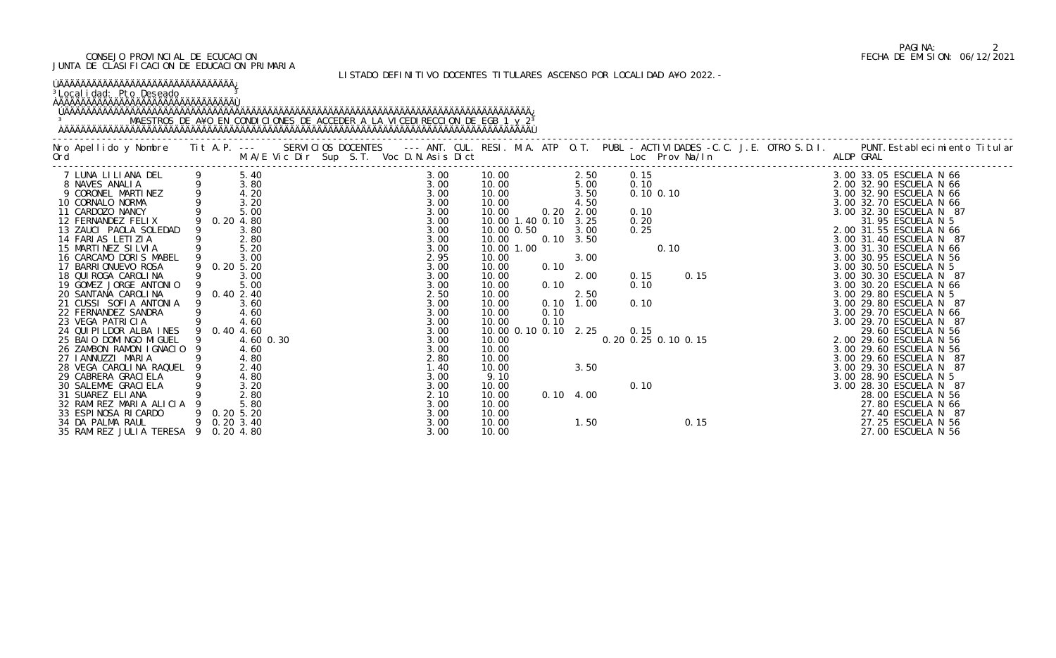CONSEJO PROVINCIAL DE ECUCACION
JUNTA DE CLASIFICACION DE EDUCACION PRIMARIA

FECHA DE EMISION: 06/12/2021

LISTADO DEFINITIVO DOCENTES TITULARES ASCENSO POR LOCALIDAD AÑO 2022.-

Localidad: Pto Deseado

MAESTROS DE AÑO EN CONDICIONES DE ACCEDER A LA VICEDIRECCION DE EGB 1 y 2

| Nro Ord | Apellido y Nombre | Tit | A.P. | M.A/E | Vic | Dir | Sup | S.T. | Voc | D.N. | Asis | Dict | ANT. | CUL. | RESI. | M.A. | ATP | O.T. | PUBL | Loc | Prov | Na/In | C.C. | J.E. | OTRO | S.D.I. | ALDP | PUNT. GRAL | Establecimiento Titular |
|---|---|---|---|---|---|---|---|---|---|---|---|---|---|---|---|---|---|---|---|---|---|---|---|---|---|---|---|---|---|
| 7 | LUNA LILIANA DEL | 9 | | 5.40 | | | | | | | 3.00 | | 10.00 | | | | | 2.50 | | 0.15 | | | | | | | 3.00 | 33.05 | ESCUELA N 66 |
| 8 | NAVES ANALIA | 9 | | 3.80 | | | | | | | 3.00 | | 10.00 | | | | | 5.00 | | 0.10 | | | | | | | 2.00 | 32.90 | ESCUELA N 66 |
| 9 | CORONEL MARTINEZ | 9 | | 4.20 | | | | | | | 3.00 | | 10.00 | | | | | 3.50 | | 0.10 | 0.10 | | | | | | 3.00 | 32.90 | ESCUELA N 66 |
| 10 | CORNALO NORMA | 9 | | 3.20 | | | | | | | 3.00 | | 10.00 | | | | | 4.50 | | | | | | | | | 3.00 | 32.70 | ESCUELA N 66 |
| 11 | CARDOZO NANCY | 9 | | 5.00 | | | | | | | 3.00 | | 10.00 | | | 0.20 | | 2.00 | | 0.10 | | | | | | | 3.00 | 32.30 | ESCUELA N 87 |
| 12 | FERNANDEZ FELIX | 9 | 0.20 | 4.80 | | | | | | | 3.00 | | 10.00 | 1.40 | | 0.10 | | 3.25 | | 0.20 | | | | | | | | 31.95 | ESCUELA N 5 |
| 13 | ZAUCI PAOLA SOLEDAD | 9 | | 3.80 | | | | | | | 3.00 | | 10.00 | 0.50 | | | | 3.00 | | 0.25 | | | | | | | 2.00 | 31.55 | ESCUELA N 66 |
| 14 | FARIAS LETIZIA | 9 | | 2.80 | | | | | | | 3.00 | | 10.00 | | | 0.10 | | 3.50 | | | | | | | | | 3.00 | 31.40 | ESCUELA N 87 |
| 15 | MARTINEZ SILVIA | 9 | | 5.20 | | | | | | | 3.00 | | 10.00 | 1.00 | | | | | | | 0.10 | | | | | | 3.00 | 31.30 | ESCUELA N 66 |
| 16 | CARCAMO DORIS MABEL | 9 | | 3.00 | | | | | | | 2.95 | | 10.00 | | | | | 3.00 | | | | | | | | | 3.00 | 30.95 | ESCUELA N 56 |
| 17 | BARRIONUEVO ROSA | 9 | 0.20 | 5.20 | | | | | | | 3.00 | | 10.00 | | | 0.10 | | | | | | | | | | | 3.00 | 30.50 | ESCUELA N 5 |
| 18 | QUIROGA CAROLINA | 9 | | 3.00 | | | | | | | 3.00 | | 10.00 | | | | | 2.00 | | 0.15 | | 0.15 | | | | | 3.00 | 30.30 | ESCUELA N 87 |
| 19 | GOMEZ JORGE ANTONIO | 9 | | 5.00 | | | | | | | 3.00 | | 10.00 | | | 0.10 | | | | 0.10 | | | | | | | 3.00 | 30.20 | ESCUELA N 66 |
| 20 | SANTANA CAROLINA | 9 | 0.40 | 2.40 | | | | | | | 2.50 | | 10.00 | | | | | 2.50 | | | | | | | | | 3.00 | 29.80 | ESCUELA N 5 |
| 21 | CUSSI SOFIA ANTONIA | 9 | | 3.60 | | | | | | | 3.00 | | 10.00 | | | 0.10 | | 1.00 | | 0.10 | | | | | | | 3.00 | 29.80 | ESCUELA N 87 |
| 22 | FERNANDEZ SANDRA | 9 | | 4.60 | | | | | | | 3.00 | | 10.00 | | | 0.10 | | | | | | | | | | | 3.00 | 29.70 | ESCUELA N 66 |
| 23 | VEGA PATRICIA | 9 | | 4.60 | | | | | | | 3.00 | | 10.00 | | | 0.10 | | | | | | | | | | | 3.00 | 29.70 | ESCUELA N 87 |
| 24 | QUIPILDOR ALBA INES | 9 | 0.40 | 4.60 | | | | | | | 3.00 | | 10.00 | 0.10 | | 0.10 | | 2.25 | | 0.15 | | | | | | | | 29.60 | ESCUELA N 56 |
| 25 | BAIO DOMINGO MIGUEL | 9 | | 4.60 | 0.30 | | | | | | 3.00 | | 10.00 | | | | | | 0.20 | 0.25 | 0.10 | 0.15 | | | | | 2.00 | 29.60 | ESCUELA N 56 |
| 26 | ZAMBON RAMON IGNACIO | 9 | | 4.60 | | | | | | | 3.00 | | 10.00 | | | | | | | | | | | | | | 3.00 | 29.60 | ESCUELA N 56 |
| 27 | IANNUZZI MARIA | 9 | | 4.80 | | | | | | | 2.80 | | 10.00 | | | | | | | | | | | | | | 3.00 | 29.60 | ESCUELA N 87 |
| 28 | VEGA CAROLINA RAQUEL | 9 | | 2.40 | | | | | | | 1.40 | | 10.00 | | | | | 3.50 | | | | | | | | | 3.00 | 29.30 | ESCUELA N 87 |
| 29 | CABRERA GRACIELA | 9 | | 4.80 | | | | | | | 3.00 | | 9.10 | | | | | | | | | | | | | | 3.00 | 28.90 | ESCUELA N 5 |
| 30 | SALEMME GRACIELA | 9 | | 3.20 | | | | | | | 3.00 | | 10.00 | | | | | | | 0.10 | | | | | | | 3.00 | 28.30 | ESCUELA N 87 |
| 31 | SUAREZ ELIANA | 9 | | 2.80 | | | | | | | 2.10 | | 10.00 | | | 0.10 | | 4.00 | | | | | | | | | | 28.00 | ESCUELA N 56 |
| 32 | RAMIREZ MARIA ALICIA | 9 | | 5.80 | | | | | | | 3.00 | | 10.00 | | | | | | | | | | | | | | | 27.80 | ESCUELA N 66 |
| 33 | ESPINOSA RICARDO | 9 | 0.20 | 5.20 | | | | | | | 3.00 | | 10.00 | | | | | | | | | | | | | | | 27.40 | ESCUELA N 87 |
| 34 | DA PALMA RAUL | 9 | 0.20 | 3.40 | | | | | | | 3.00 | | 10.00 | | | | | 1.50 | | | | 0.15 | | | | | | 27.25 | ESCUELA N 56 |
| 35 | RAMIREZ JULIA TERESA | 9 | 0.20 | 4.80 | | | | | | | 3.00 | | 10.00 | | | | | | | | | | | | | | | 27.00 | ESCUELA N 56 |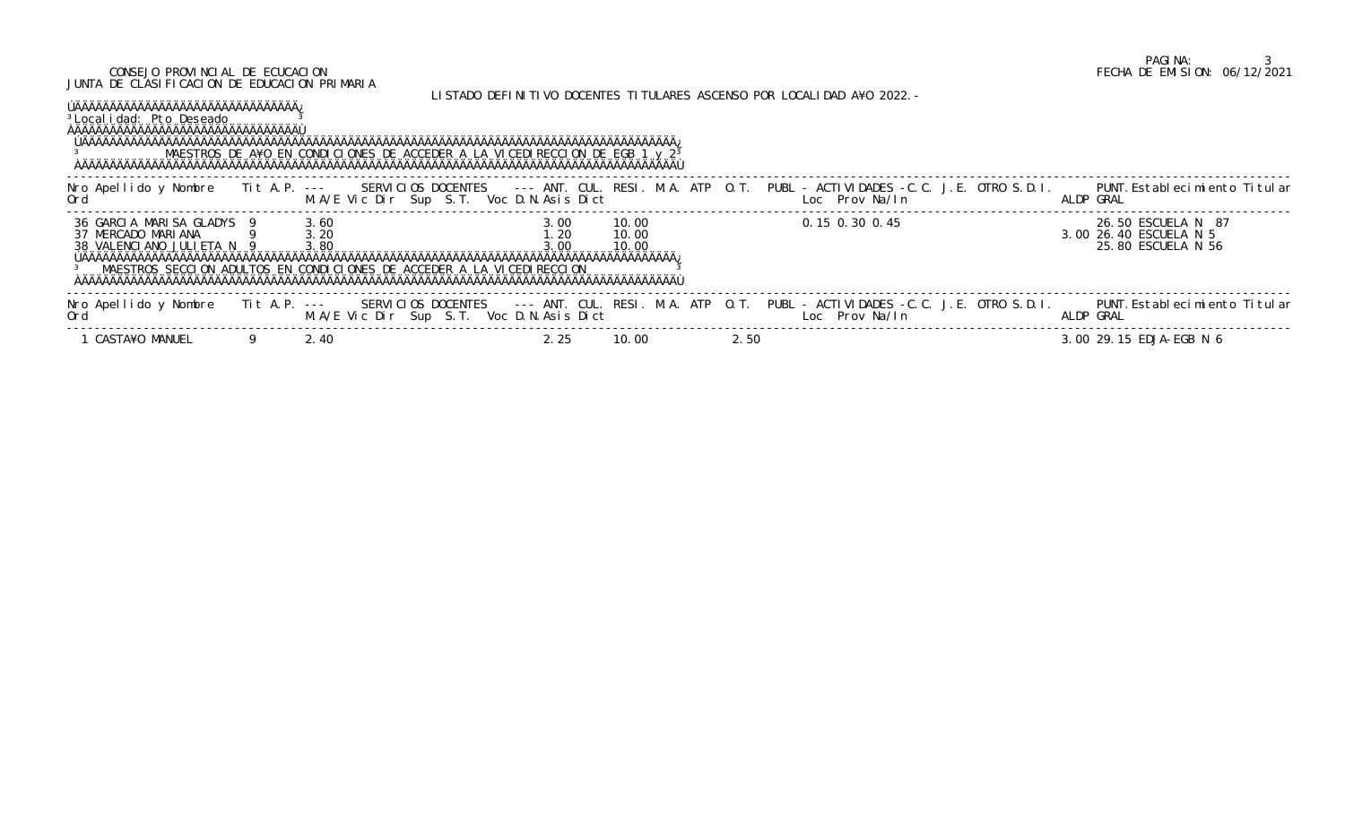CONSEJO PROVINCIAL DE ECUCACION
JUNTA DE CLASIFICACION DE EDUCACION PRIMARIA

PAGINA: 3
FECHA DE EMISION: 06/12/2021

LISTADO DEFINITIVO DOCENTES TITULARES ASCENSO POR LOCALIDAD AÑO 2022.-

Localidad: Pto Deseado

MAESTROS DE AÑO EN CONDICIONES DE ACCEDER A LA VICEDIRECCION DE EGB 1 y 2

| Nro Ord | Apellido y Nombre | Tit | A.P. | M.A/E | Vic Dir | Sup | S.T. | Voc | D.N. | Asis Dict | ANT. | CUL. | RESI. | M.A. | ATP | O.T. | PUBL - Loc | Prov | Na/In | ACTIVIDADES -C.C. | J.E. | OTRO | S.D.I. | ALDP | PUNT. GRAL | Establecimiento Titular |
|---|---|---|---|---|---|---|---|---|---|---|---|---|---|---|---|---|---|---|---|---|---|---|---|---|---|---|
| 36 | GARCIA MARISA GLADYS | 9 | 3.60 | | | | | | | | 3.00 | | 10.00 | | | | 0.15 | 0.30 | 0.45 | | | | | | 26.50 | ESCUELA N 87 |
| 37 | MERCADO MARIANA | 9 | 3.20 | | | | | | | | 1.20 | | 10.00 | | | | | | | | | | | 3.00 | 26.40 | ESCUELA N 5 |
| 38 | VALENCIANO JULIETA N | 9 | 3.80 | | | | | | | | 3.00 | | 10.00 | | | | | | | | | | | | 25.80 | ESCUELA N 56 |

MAESTROS SECCION ADULTOS EN CONDICIONES DE ACCEDER A LA VICEDIRECCION

| Nro Ord | Apellido y Nombre | Tit | A.P. | M.A/E | Vic Dir | Sup | S.T. | Voc | D.N. | Asis Dict | ANT. | CUL. | RESI. | M.A. | ATP | O.T. | PUBL - Loc | Prov | Na/In | ACTIVIDADES -C.C. | J.E. | OTRO | S.D.I. | ALDP | PUNT. GRAL | Establecimiento Titular |
|---|---|---|---|---|---|---|---|---|---|---|---|---|---|---|---|---|---|---|---|---|---|---|---|---|---|---|
| 1 | CASTAÑO MANUEL | 9 | 2.40 | | | | | | | | 2.25 | | 10.00 | | | 2.50 | | | | | | | | 3.00 | 29.15 | EDJA-EGB N 6 |